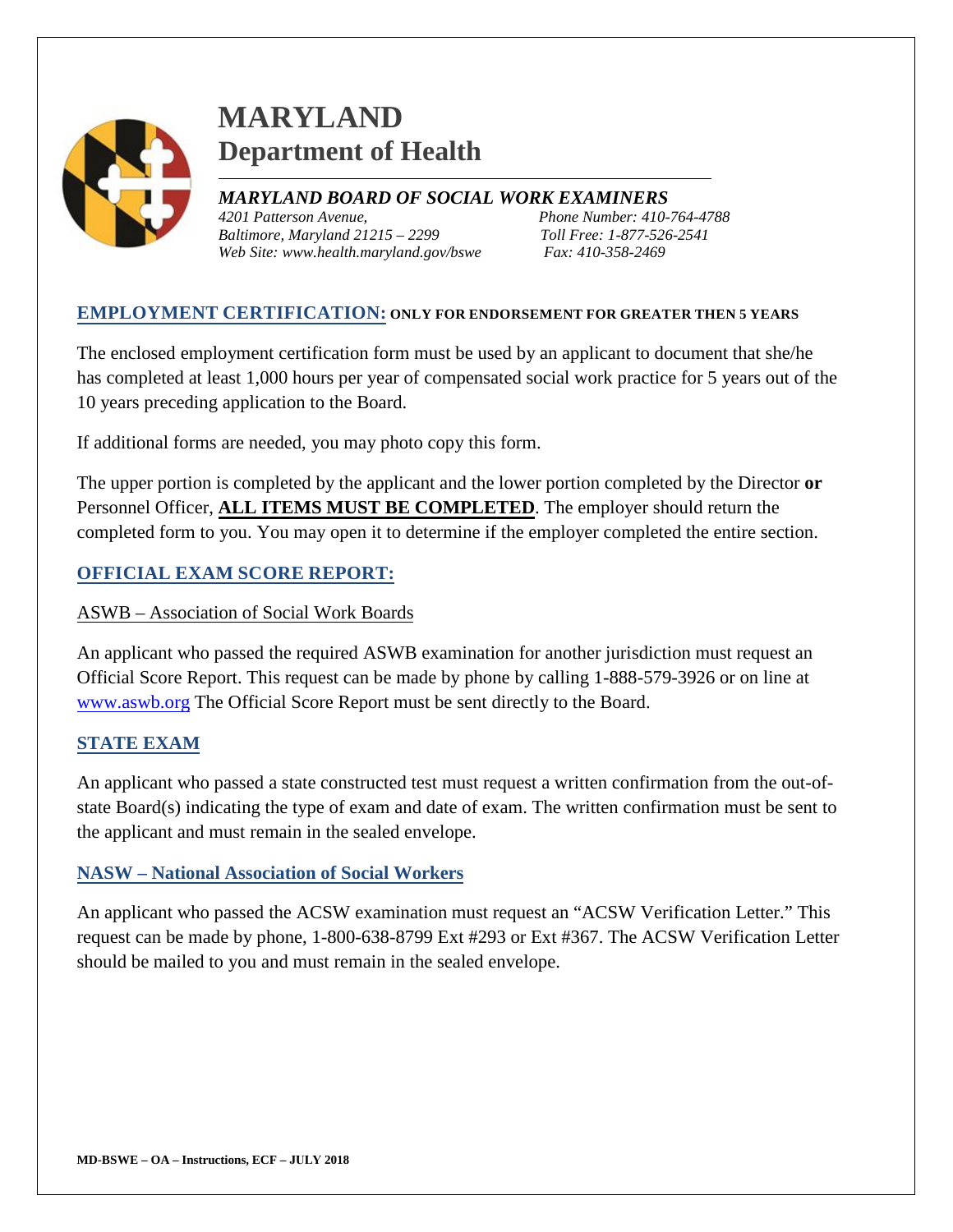# MARYLAND
## Department of Health

***MARYLAND BOARD OF SOCIAL WORK EXAMINERS***

*4201 Patterson Avenue,*
*Baltimore, Maryland 21215 – 2299*
*Web Site: www.health.maryland.gov/bswe*

*Phone Number: 410-764-4788*
*Toll Free: 1-877-526-2541*
*Fax: 410-358-2469*

### EMPLOYMENT CERTIFICATION: ONLY FOR ENDORSEMENT FOR GREATER THEN 5 YEARS

The enclosed employment certification form must be used by an applicant to document that she/he has completed at least 1,000 hours per year of compensated social work practice for 5 years out of the 10 years preceding application to the Board.

If additional forms are needed, you may photo copy this form.

The upper portion is completed by the applicant and the lower portion completed by the Director **or** Personnel Officer, **ALL ITEMS MUST BE COMPLETED**. The employer should return the completed form to you. You may open it to determine if the employer completed the entire section.

### OFFICIAL EXAM SCORE REPORT:

ASWB – Association of Social Work Boards

An applicant who passed the required ASWB examination for another jurisdiction must request an Official Score Report. This request can be made by phone by calling 1-888-579-3926 or on line at www.aswb.org The Official Score Report must be sent directly to the Board.

### STATE EXAM

An applicant who passed a state constructed test must request a written confirmation from the out-of-state Board(s) indicating the type of exam and date of exam. The written confirmation must be sent to the applicant and must remain in the sealed envelope.

### NASW – National Association of Social Workers

An applicant who passed the ACSW examination must request an "ACSW Verification Letter." This request can be made by phone, 1-800-638-8799 Ext #293 or Ext #367. The ACSW Verification Letter should be mailed to you and must remain in the sealed envelope.

**MD-BSWE – OA – Instructions, ECF – JULY 2018**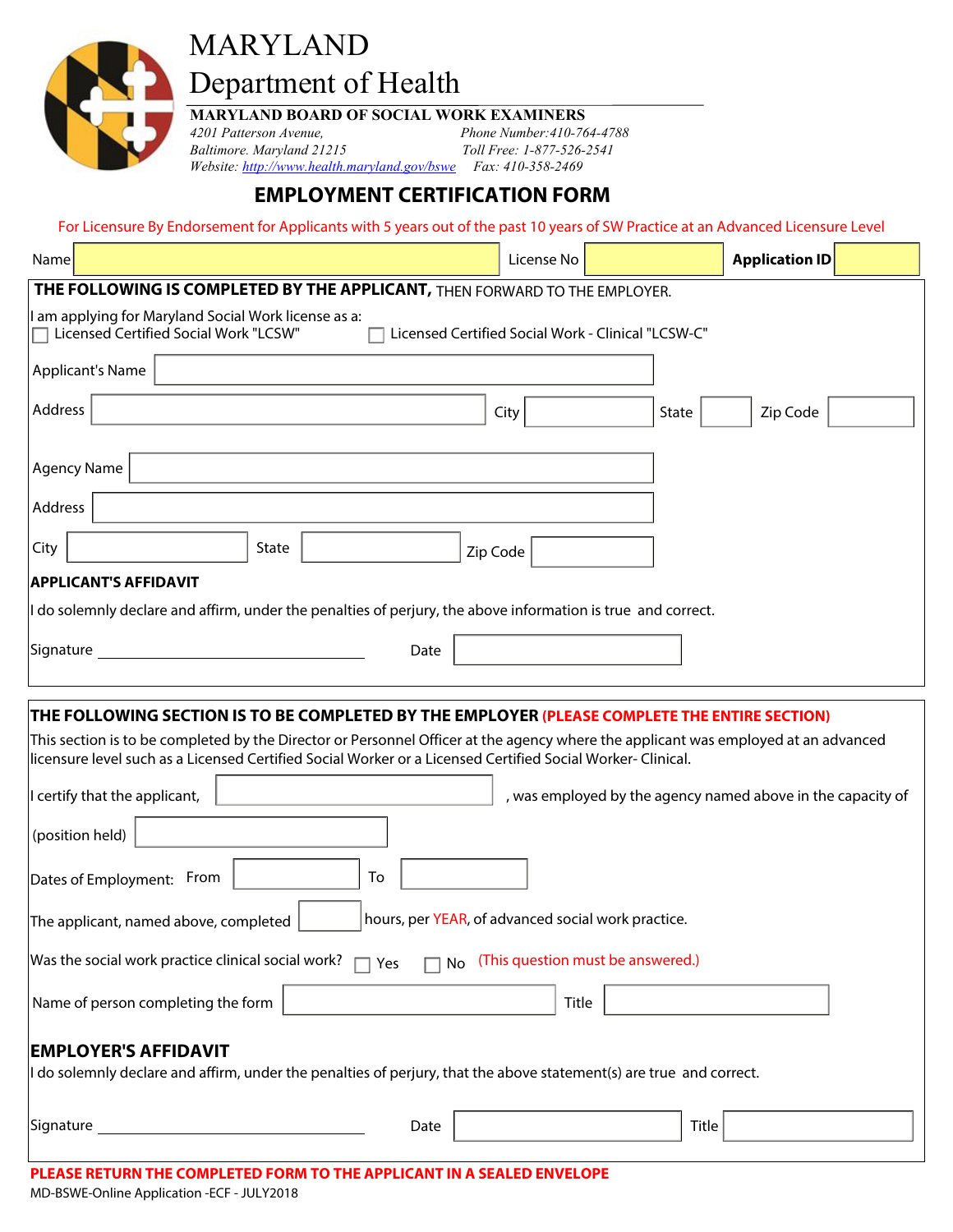# MARYLAND
# Department of Health

**MARYLAND BOARD OF SOCIAL WORK EXAMINERS**

*4201 Patterson Avenue,*
*Baltimore. Maryland 21215*
*Website: http://www.health.maryland.gov/bswe*

*Phone Number:410-764-4788*
*Toll Free: 1-877-526-2541*
*Fax: 410-358-2469*

## EMPLOYMENT CERTIFICATION FORM

For Licensure By Endorsement for Applicants with 5 years out of the past 10 years of SW Practice at an Advanced Licensure Level

Name ____________________ License No __________ **Application ID** __________

**THE FOLLOWING IS COMPLETED BY THE APPLICANT,** THEN FORWARD TO THE EMPLOYER.

I am applying for Maryland Social Work license as a:

☐ Licensed Certified Social Work "LCSW"  ☐ Licensed Certified Social Work - Clinical "LCSW-C"

Applicant's Name ____________________

Address ____________________ City __________ State ______ Zip Code ______

Agency Name ____________________

Address ____________________

City __________ State __________ Zip Code __________

**APPLICANT'S AFFIDAVIT**

I do solemnly declare and affirm, under the penalties of perjury, the above information is true and correct.

Signature ____________________ Date __________

**THE FOLLOWING SECTION IS TO BE COMPLETED BY THE EMPLOYER (PLEASE COMPLETE THE ENTIRE SECTION)**

This section is to be completed by the Director or Personnel Officer at the agency where the applicant was employed at an advanced licensure level such as a Licensed Certified Social Worker or a Licensed Certified Social Worker- Clinical.

I certify that the applicant, ____________________ , was employed by the agency named above in the capacity of

(position held) ____________________

Dates of Employment: From __________ To __________

The applicant, named above, completed ______ hours, per YEAR, of advanced social work practice.

Was the social work practice clinical social work? ☐ Yes ☐ No (This question must be answered.)

Name of person completing the form ____________________ Title __________

**EMPLOYER'S AFFIDAVIT**

I do solemnly declare and affirm, under the penalties of perjury, that the above statement(s) are true and correct.

Signature ____________________ Date __________ Title __________

**PLEASE RETURN THE COMPLETED FORM TO THE APPLICANT IN A SEALED ENVELOPE**

MD-BSWE-Online Application -ECF - JULY2018